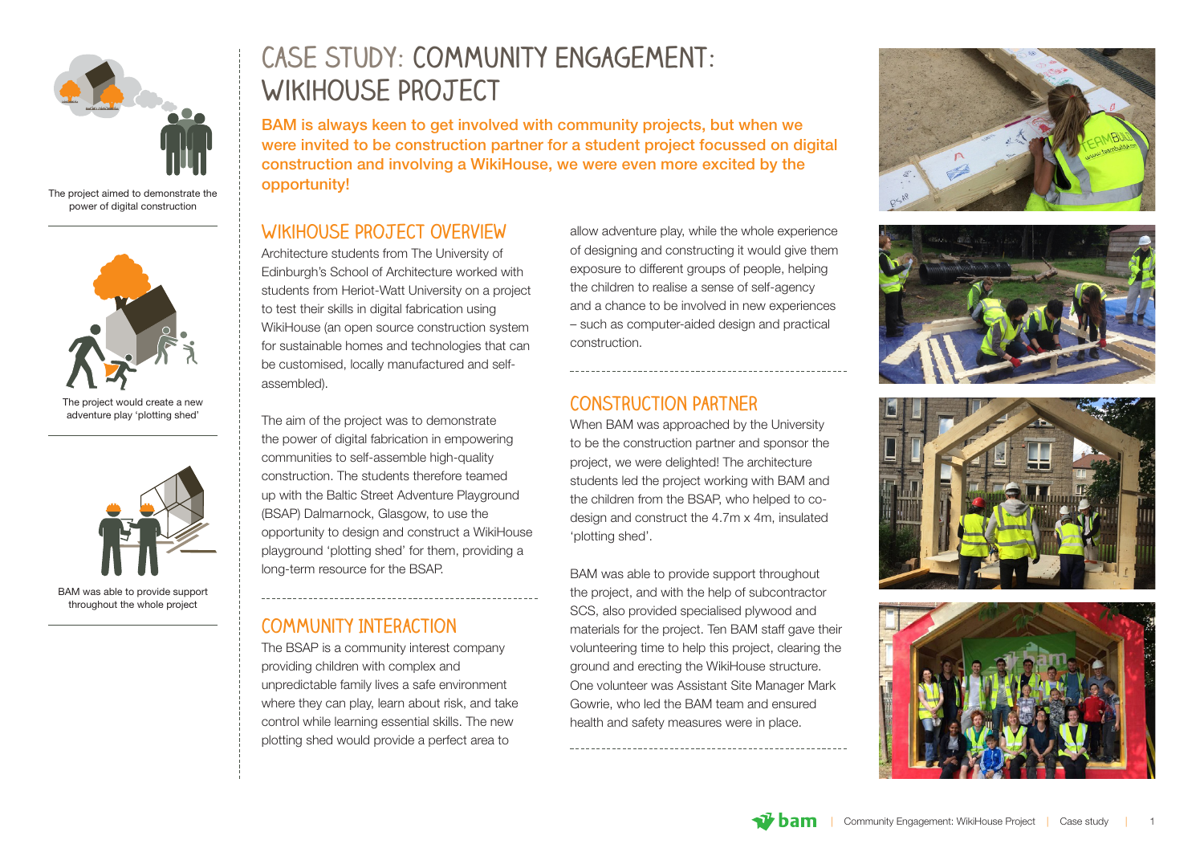# CASE STUDY: COMMUNITY ENGAGEMENT: WIKIHOUSE PROJECT

**BAM is always keen to get involved with community projects, but when we were invited to be construction partner for a student project focussed on digital construction and involving a WikiHouse, we were even more excited by the opportunity!**

The project aimed to demonstrate the power of digital construction

The project would create a new adventure play 'plotting shed'

BAM was able to provide support throughout the whole project

## WIKIHOUSE PROJECT OVERVIEW

Architecture students from The University of Edinburgh's School of Architecture worked with students from Heriot-Watt University on a project to test their skills in digital fabrication using WikiHouse (an open source construction system for sustainable homes and technologies that can be customised, locally manufactured and self-assembled).

The aim of the project was to demonstrate the power of digital fabrication in empowering communities to self-assemble high-quality construction. The students therefore teamed up with the Baltic Street Adventure Playground (BSAP) Dalmarnock, Glasgow, to use the opportunity to design and construct a WikiHouse playground 'plotting shed' for them, providing a long-term resource for the BSAP.

## COMMUNITY INTERACTION

The BSAP is a community interest company providing children with complex and unpredictable family lives a safe environment where they can play, learn about risk, and take control while learning essential skills. The new plotting shed would provide a perfect area to allow adventure play, while the whole experience of designing and constructing it would give them exposure to different groups of people, helping the children to realise a sense of self-agency and a chance to be involved in new experiences – such as computer-aided design and practical construction.

## CONSTRUCTION PARTNER

When BAM was approached by the University to be the construction partner and sponsor the project, we were delighted! The architecture students led the project working with BAM and the children from the BSAP, who helped to co-design and construct the 4.7m x 4m, insulated 'plotting shed'.

BAM was able to provide support throughout the project, and with the help of subcontractor SCS, also provided specialised plywood and materials for the project. Ten BAM staff gave their volunteering time to help this project, clearing the ground and erecting the WikiHouse structure. One volunteer was Assistant Site Manager Mark Gowrie, who led the BAM team and ensured health and safety measures were in place.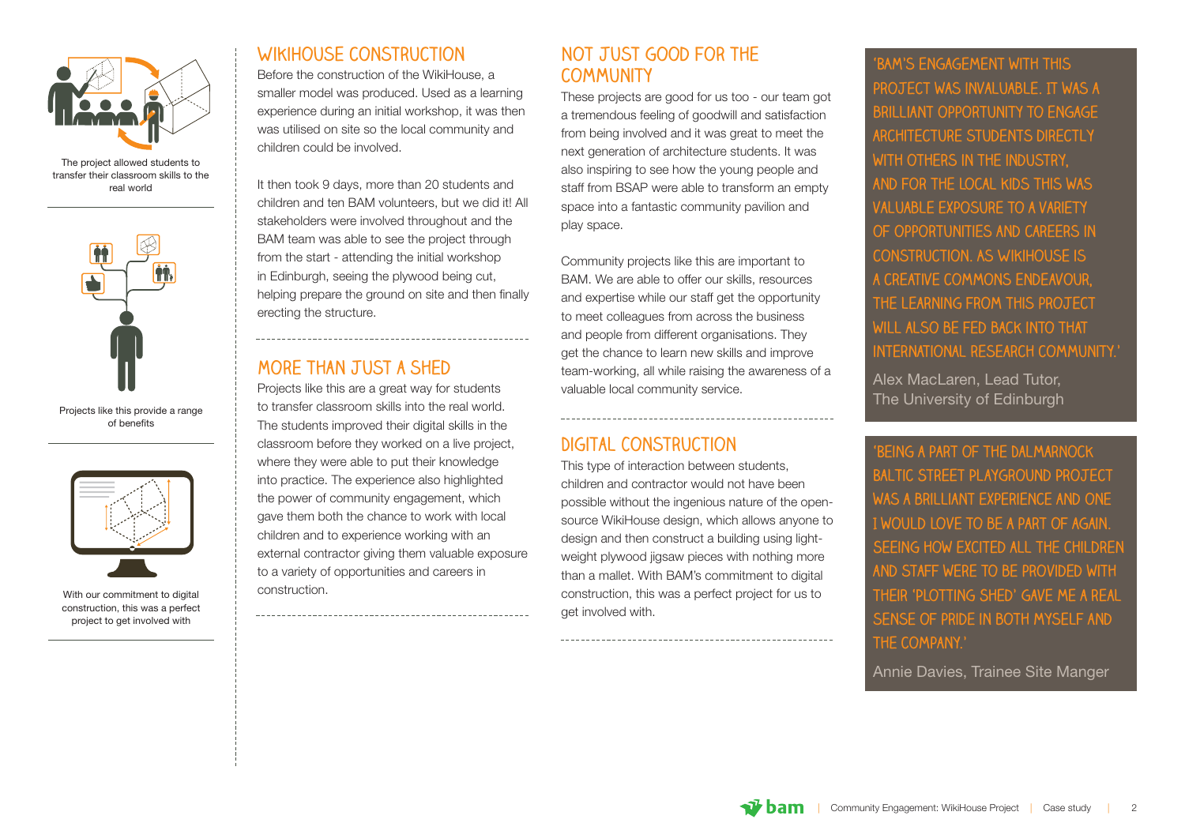The project allowed students to transfer their classroom skills to the real world

Projects like this provide a range of benefits

With our commitment to digital construction, this was a perfect project to get involved with

## WIKIHOUSE CONSTRUCTION

Before the construction of the WikiHouse, a smaller model was produced. Used as a learning experience during an initial workshop, it was then was utilised on site so the local community and children could be involved.

It then took 9 days, more than 20 students and children and ten BAM volunteers, but we did it! All stakeholders were involved throughout and the BAM team was able to see the project through from the start - attending the initial workshop in Edinburgh, seeing the plywood being cut, helping prepare the ground on site and then finally erecting the structure.

## MORE THAN JUST A SHED

Projects like this are a great way for students to transfer classroom skills into the real world. The students improved their digital skills in the classroom before they worked on a live project, where they were able to put their knowledge into practice. The experience also highlighted the power of community engagement, which gave them both the chance to work with local children and to experience working with an external contractor giving them valuable exposure to a variety of opportunities and careers in construction.

## NOT JUST GOOD FOR THE COMMUNITY

These projects are good for us too - our team got a tremendous feeling of goodwill and satisfaction from being involved and it was great to meet the next generation of architecture students. It was also inspiring to see how the young people and staff from BSAP were able to transform an empty space into a fantastic community pavilion and play space.

Community projects like this are important to BAM. We are able to offer our skills, resources and expertise while our staff get the opportunity to meet colleagues from across the business and people from different organisations. They get the chance to learn new skills and improve team-working, all while raising the awareness of a valuable local community service.

## DIGITAL CONSTRUCTION

This type of interaction between students, children and contractor would not have been possible without the ingenious nature of the open-source WikiHouse design, which allows anyone to design and then construct a building using light-weight plywood jigsaw pieces with nothing more than a mallet. With BAM's commitment to digital construction, this was a perfect project for us to get involved with.

'BAM'S ENGAGEMENT WITH THIS PROJECT WAS INVALUABLE. IT WAS A BRILLIANT OPPORTUNITY TO ENGAGE ARCHITECTURE STUDENTS DIRECTLY WITH OTHERS IN THE INDUSTRY, AND FOR THE LOCAL KIDS THIS WAS VALUABLE EXPOSURE TO A VARIETY OF OPPORTUNITIES AND CAREERS IN CONSTRUCTION. AS WIKIHOUSE IS A CREATIVE COMMONS ENDEAVOUR, THE LEARNING FROM THIS PROJECT WILL ALSO BE FED BACK INTO THAT INTERNATIONAL RESEARCH COMMUNITY.'

Alex MacLaren, Lead Tutor, The University of Edinburgh

'BEING A PART OF THE DALMARNOCK BALTIC STREET PLAYGROUND PROJECT WAS A BRILLIANT EXPERIENCE AND ONE I WOULD LOVE TO BE A PART OF AGAIN. SEEING HOW EXCITED ALL THE CHILDREN AND STAFF WERE TO BE PROVIDED WITH THEIR 'PLOTTING SHED' GAVE ME A REAL SENSE OF PRIDE IN BOTH MYSELF AND THE COMPANY.'

Annie Davies, Trainee Site Manger